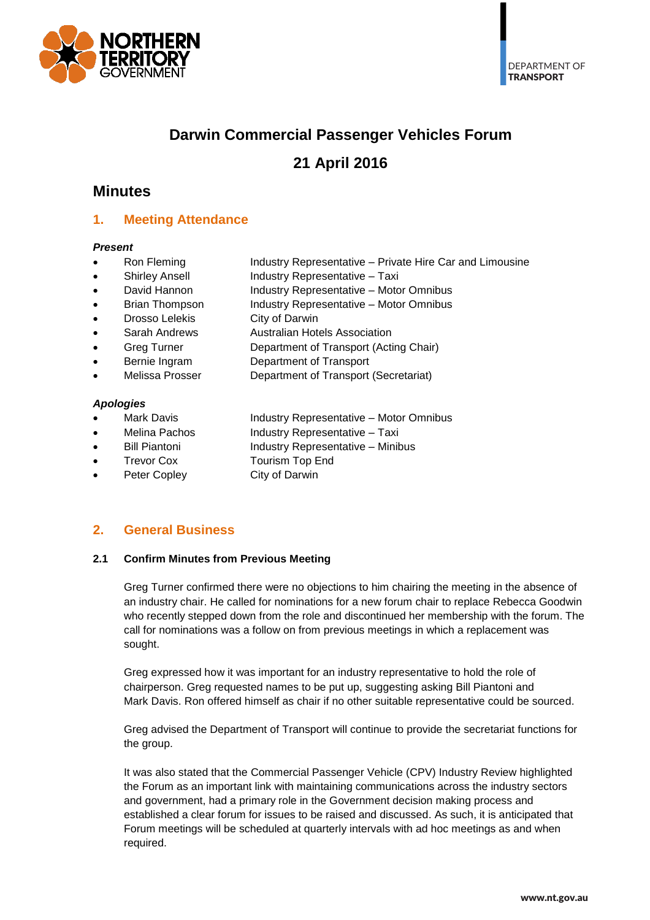# Darwin Commercial Passenger Vehicles Forum

# 21 April 2016

## Minutes

### 1. Meeting Attendance

***Present***

- Ron Fleming — Industry Representative – Private Hire Car and Limousine
- Shirley Ansell — Industry Representative – Taxi
- David Hannon — Industry Representative – Motor Omnibus
- Brian Thompson — Industry Representative – Motor Omnibus
- Drosso Lelekis — City of Darwin
- Sarah Andrews — Australian Hotels Association
- Greg Turner — Department of Transport (Acting Chair)
- Bernie Ingram — Department of Transport
- Melissa Prosser — Department of Transport (Secretariat)

***Apologies***

- Mark Davis — Industry Representative – Motor Omnibus
- Melina Pachos — Industry Representative – Taxi
- Bill Piantoni — Industry Representative – Minibus
- Trevor Cox — Tourism Top End
- Peter Copley — City of Darwin

### 2. General Business

#### 2.1 Confirm Minutes from Previous Meeting

Greg Turner confirmed there were no objections to him chairing the meeting in the absence of an industry chair. He called for nominations for a new forum chair to replace Rebecca Goodwin who recently stepped down from the role and discontinued her membership with the forum. The call for nominations was a follow on from previous meetings in which a replacement was sought.

Greg expressed how it was important for an industry representative to hold the role of chairperson. Greg requested names to be put up, suggesting asking Bill Piantoni and Mark Davis. Ron offered himself as chair if no other suitable representative could be sourced.

Greg advised the Department of Transport will continue to provide the secretariat functions for the group.

It was also stated that the Commercial Passenger Vehicle (CPV) Industry Review highlighted the Forum as an important link with maintaining communications across the industry sectors and government, had a primary role in the Government decision making process and established a clear forum for issues to be raised and discussed. As such, it is anticipated that Forum meetings will be scheduled at quarterly intervals with ad hoc meetings as and when required.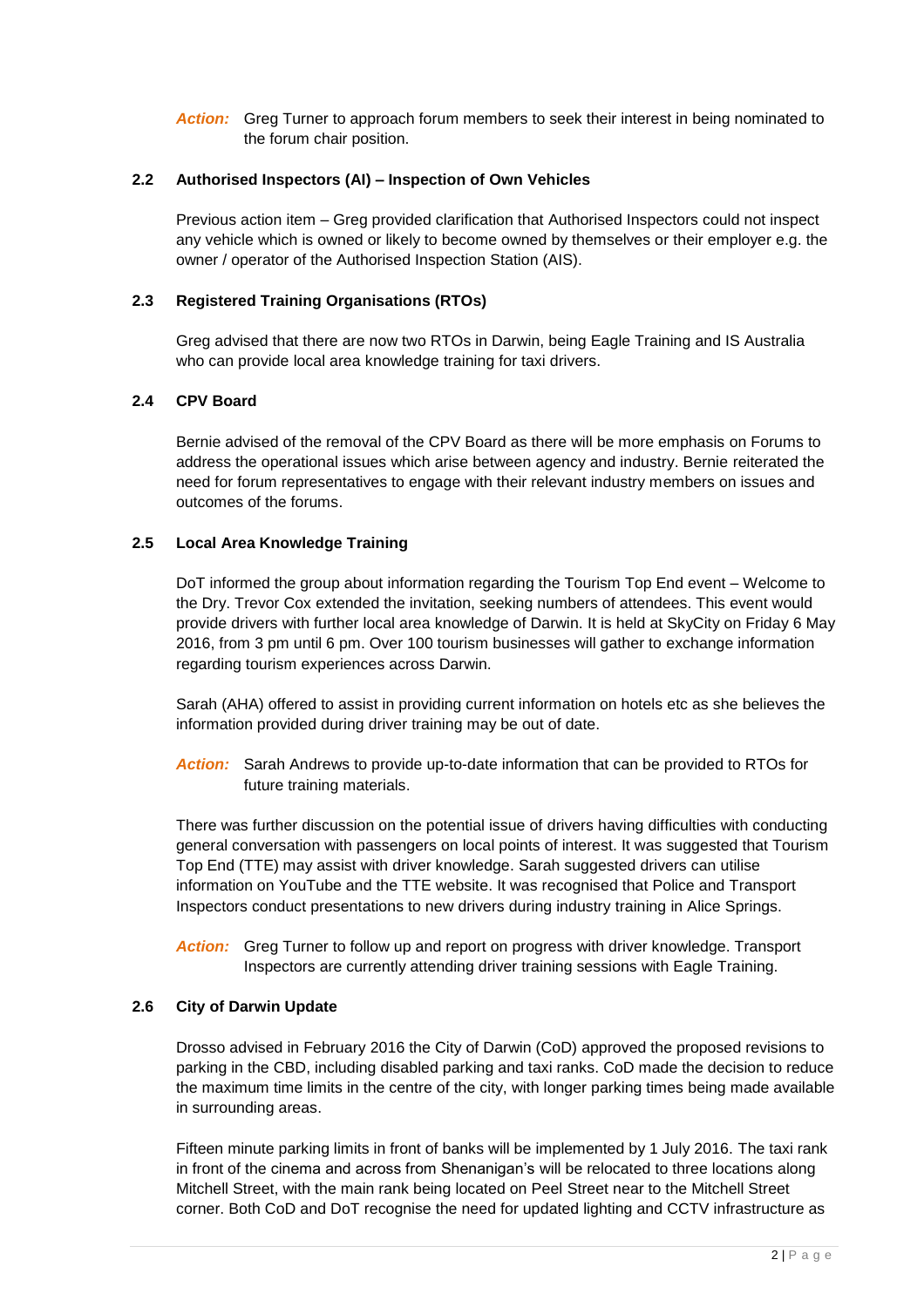***Action:*** Greg Turner to approach forum members to seek their interest in being nominated to the forum chair position.

### 2.2 Authorised Inspectors (AI) – Inspection of Own Vehicles

Previous action item – Greg provided clarification that Authorised Inspectors could not inspect any vehicle which is owned or likely to become owned by themselves or their employer e.g. the owner / operator of the Authorised Inspection Station (AIS).

### 2.3 Registered Training Organisations (RTOs)

Greg advised that there are now two RTOs in Darwin, being Eagle Training and IS Australia who can provide local area knowledge training for taxi drivers.

### 2.4 CPV Board

Bernie advised of the removal of the CPV Board as there will be more emphasis on Forums to address the operational issues which arise between agency and industry. Bernie reiterated the need for forum representatives to engage with their relevant industry members on issues and outcomes of the forums.

### 2.5 Local Area Knowledge Training

DoT informed the group about information regarding the Tourism Top End event – Welcome to the Dry. Trevor Cox extended the invitation, seeking numbers of attendees. This event would provide drivers with further local area knowledge of Darwin. It is held at SkyCity on Friday 6 May 2016, from 3 pm until 6 pm. Over 100 tourism businesses will gather to exchange information regarding tourism experiences across Darwin.

Sarah (AHA) offered to assist in providing current information on hotels etc as she believes the information provided during driver training may be out of date.

***Action:*** Sarah Andrews to provide up-to-date information that can be provided to RTOs for future training materials.

There was further discussion on the potential issue of drivers having difficulties with conducting general conversation with passengers on local points of interest. It was suggested that Tourism Top End (TTE) may assist with driver knowledge. Sarah suggested drivers can utilise information on YouTube and the TTE website. It was recognised that Police and Transport Inspectors conduct presentations to new drivers during industry training in Alice Springs.

***Action:*** Greg Turner to follow up and report on progress with driver knowledge. Transport Inspectors are currently attending driver training sessions with Eagle Training.

### 2.6 City of Darwin Update

Drosso advised in February 2016 the City of Darwin (CoD) approved the proposed revisions to parking in the CBD, including disabled parking and taxi ranks. CoD made the decision to reduce the maximum time limits in the centre of the city, with longer parking times being made available in surrounding areas.

Fifteen minute parking limits in front of banks will be implemented by 1 July 2016. The taxi rank in front of the cinema and across from Shenanigan's will be relocated to three locations along Mitchell Street, with the main rank being located on Peel Street near to the Mitchell Street corner. Both CoD and DoT recognise the need for updated lighting and CCTV infrastructure as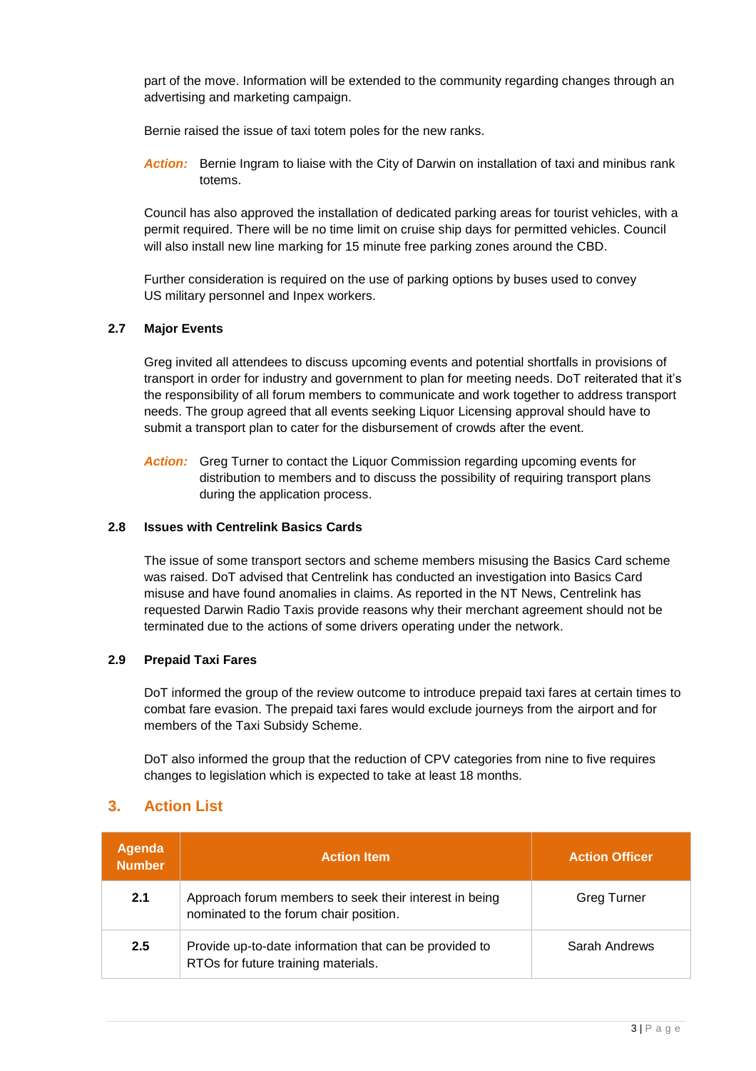part of the move. Information will be extended to the community regarding changes through an advertising and marketing campaign.

Bernie raised the issue of taxi totem poles for the new ranks.

***Action:*** Bernie Ingram to liaise with the City of Darwin on installation of taxi and minibus rank totems.

Council has also approved the installation of dedicated parking areas for tourist vehicles, with a permit required. There will be no time limit on cruise ship days for permitted vehicles. Council will also install new line marking for 15 minute free parking zones around the CBD.

Further consideration is required on the use of parking options by buses used to convey US military personnel and Inpex workers.

### 2.7 Major Events

Greg invited all attendees to discuss upcoming events and potential shortfalls in provisions of transport in order for industry and government to plan for meeting needs. DoT reiterated that it's the responsibility of all forum members to communicate and work together to address transport needs. The group agreed that all events seeking Liquor Licensing approval should have to submit a transport plan to cater for the disbursement of crowds after the event.

***Action:*** Greg Turner to contact the Liquor Commission regarding upcoming events for distribution to members and to discuss the possibility of requiring transport plans during the application process.

### 2.8 Issues with Centrelink Basics Cards

The issue of some transport sectors and scheme members misusing the Basics Card scheme was raised. DoT advised that Centrelink has conducted an investigation into Basics Card misuse and have found anomalies in claims. As reported in the NT News, Centrelink has requested Darwin Radio Taxis provide reasons why their merchant agreement should not be terminated due to the actions of some drivers operating under the network.

### 2.9 Prepaid Taxi Fares

DoT informed the group of the review outcome to introduce prepaid taxi fares at certain times to combat fare evasion. The prepaid taxi fares would exclude journeys from the airport and for members of the Taxi Subsidy Scheme.

DoT also informed the group that the reduction of CPV categories from nine to five requires changes to legislation which is expected to take at least 18 months.

## 3. Action List

| Agenda Number | Action Item | Action Officer |
|---|---|---|
| 2.1 | Approach forum members to seek their interest in being nominated to the forum chair position. | Greg Turner |
| 2.5 | Provide up-to-date information that can be provided to RTOs for future training materials. | Sarah Andrews |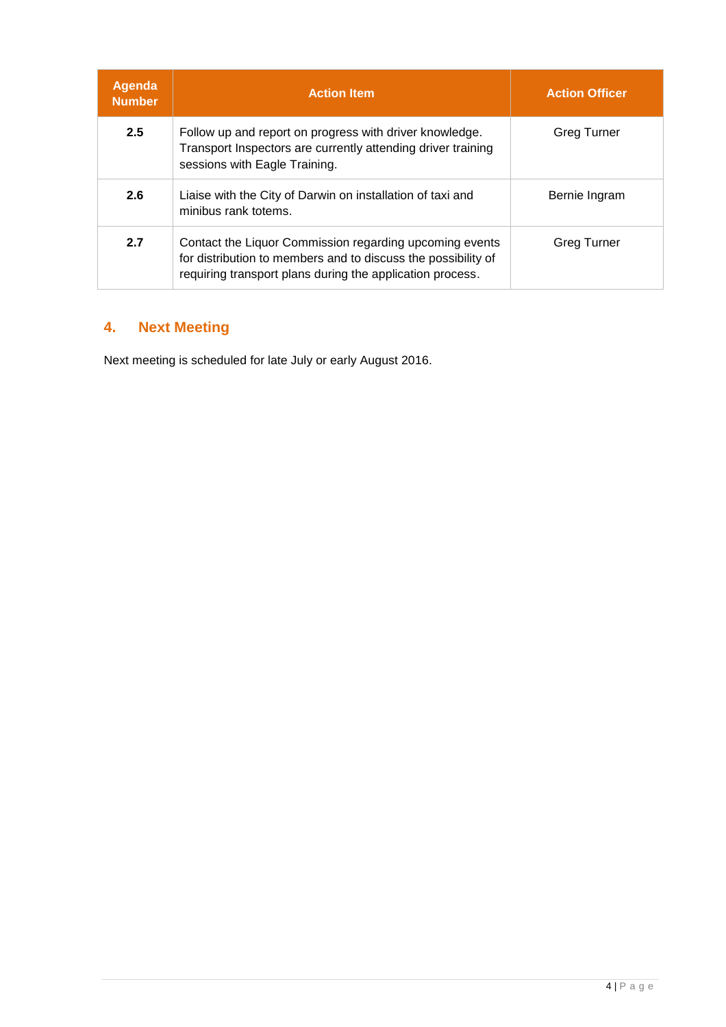| Agenda Number | Action Item | Action Officer |
|---|---|---|
| **2.5** | Follow up and report on progress with driver knowledge. Transport Inspectors are currently attending driver training sessions with Eagle Training. | Greg Turner |
| **2.6** | Liaise with the City of Darwin on installation of taxi and minibus rank totems. | Bernie Ingram |
| **2.7** | Contact the Liquor Commission regarding upcoming events for distribution to members and to discuss the possibility of requiring transport plans during the application process. | Greg Turner |

## 4. Next Meeting

Next meeting is scheduled for late July or early August 2016.